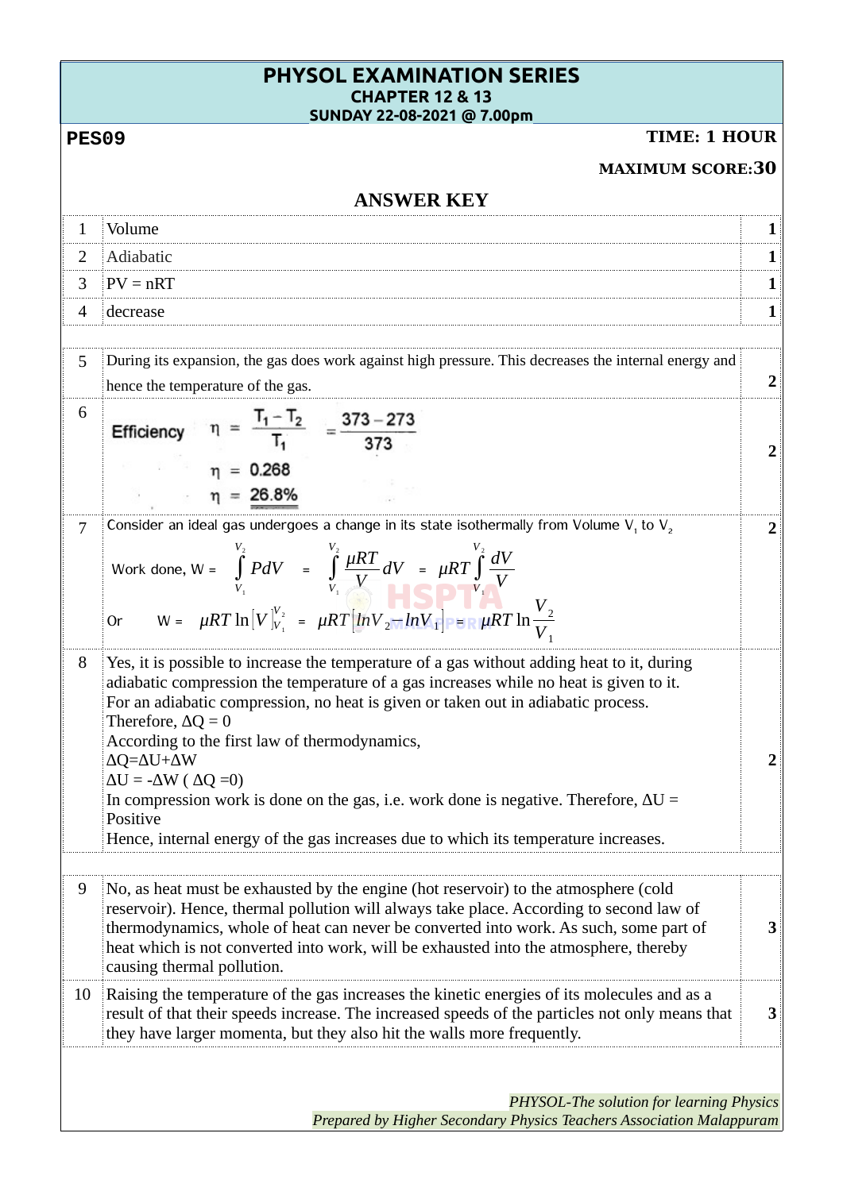# PHYSOL EXAMINATION SERIES

## CHAPTER 12 & 13

**SUNDAY 22-08-2021 @ 7.00pm**

**PES09** | **TIME: 1 HOUR**

**MAXIMUM SCORE: 30**

## ANSWER KEY

| No. | Answer | Score |
|---|---|---|
| 1 | Volume | **1** |
| 2 | Adiabatic | **1** |
| 3 | PV = nRT | **1** |
| 4 | decrease | **1** |
| 5 | During its expansion, the gas does work against high pressure. This decreases the internal energy and hence the temperature of the gas. | **2** |
| 6 | Efficiency $\eta = \frac{T_1 - T_2}{T_1} = \frac{373-273}{373}$<br>$\eta = 0.268$<br>$\eta = 26.8\%$ | **2** |
| 7 | Consider an ideal gas undergoes a change in its state isothermally from Volume $V_1$ to $V_2$<br>Work done, $W = \int_{V_1}^{V_2} P dV = \int_{V_1}^{V_2} \frac{\mu RT}{V} dV = \mu RT \int_{V_1}^{V_2} \frac{dV}{V}$<br>Or $W = \mu RT \ln[V]_{V_1}^{V_2} = \mu RT[\ln V_2 - \ln V_1] = \mu RT \ln\frac{V_2}{V_1}$ | **2** |
| 8 | Yes, it is possible to increase the temperature of a gas without adding heat to it, during adiabatic compression the temperature of a gas increases while no heat is given to it.<br>For an adiabatic compression, no heat is given or taken out in adiabatic process.<br>Therefore, $\Delta Q = 0$<br>According to the first law of thermodynamics,<br>$\Delta Q = \Delta U + \Delta W$<br>$\Delta U = -\Delta W$ ( $\Delta Q = 0$)<br>In compression work is done on the gas, i.e. work done is negative. Therefore, $\Delta U$ = Positive<br>Hence, internal energy of the gas increases due to which its temperature increases. | **2** |
| 9 | No, as heat must be exhausted by the engine (hot reservoir) to the atmosphere (cold reservoir). Hence, thermal pollution will always take place. According to second law of thermodynamics, whole of heat can never be converted into work. As such, some part of heat which is not converted into work, will be exhausted into the atmosphere, thereby causing thermal pollution. | **3** |
| 10 | Raising the temperature of the gas increases the kinetic energies of its molecules and as a result of that their speeds increase. The increased speeds of the particles not only means that they have larger momenta, but they also hit the walls more frequently. | **3** |

*PHYSOL-The solution for learning Physics*

*Prepared by Higher Secondary Physics Teachers Association Malappuram*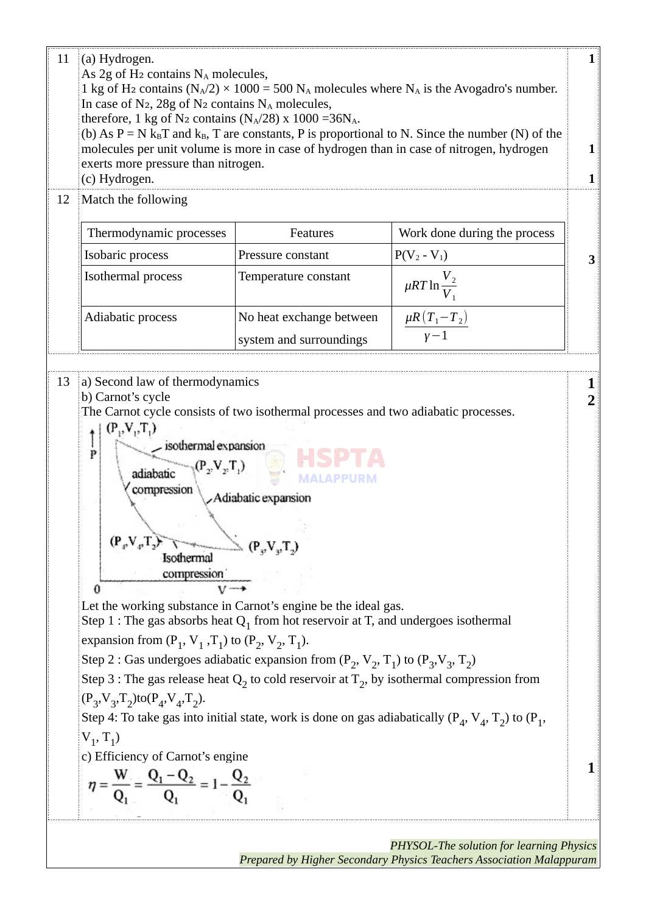11 (a) Hydrogen.

As 2g of $H_2$ contains $N_A$ molecules,

1 kg of $H_2$ contains $(N_A/2) \times 1000 = 500\ N_A$ molecules where $N_A$ is the Avogadro's number.

In case of $N_2$, 28g of $N_2$ contains $N_A$ molecules,

therefore, 1 kg of $N_2$ contains $(N_A/28) \times 1000 = 36N_A$. **1**

(b) As $P = N k_B T$ and $k_B$, T are constants, P is proportional to N. Since the number (N) of the molecules per unit volume is more in case of hydrogen than in case of nitrogen, hydrogen exerts more pressure than nitrogen. **1**

(c) Hydrogen. **1**

12 Match the following **3**

| Thermodynamic processes | Features | Work done during the process |
|---|---|---|
| Isobaric process | Pressure constant | $P(V_2 - V_1)$ |
| Isothermal process | Temperature constant | $\mu RT \ln \frac{V_2}{V_1}$ |
| Adiabatic process | No heat exchange between system and surroundings | $\frac{\mu R(T_1 - T_2)}{\gamma - 1}$ |

13 a) Second law of thermodynamics **1**

b) Carnot's cycle **2**

The Carnot cycle consists of two isothermal processes and two adiabatic processes.

Let the working substance in Carnot's engine be the ideal gas.

Step 1 : The gas absorbs heat $Q_1$ from hot reservoir at T, and undergoes isothermal expansion from $(P_1, V_1, T_1)$ to $(P_2, V_2, T_1)$.

Step 2 : Gas undergoes adiabatic expansion from $(P_2, V_2, T_1)$ to $(P_3, V_3, T_2)$

Step 3 : The gas release heat $Q_2$ to cold reservoir at $T_2$, by isothermal compression from $(P_3, V_3, T_2)$ to $(P_4, V_4, T_2)$.

Step 4: To take gas into initial state, work is done on gas adiabatically $(P_4, V_4, T_2)$ to $(P_1, V_1, T_1)$

c) Efficiency of Carnot's engine **1**

$$\eta = \frac{W}{Q_1} = \frac{Q_1 - Q_2}{Q_1} = 1 - \frac{Q_2}{Q_1}$$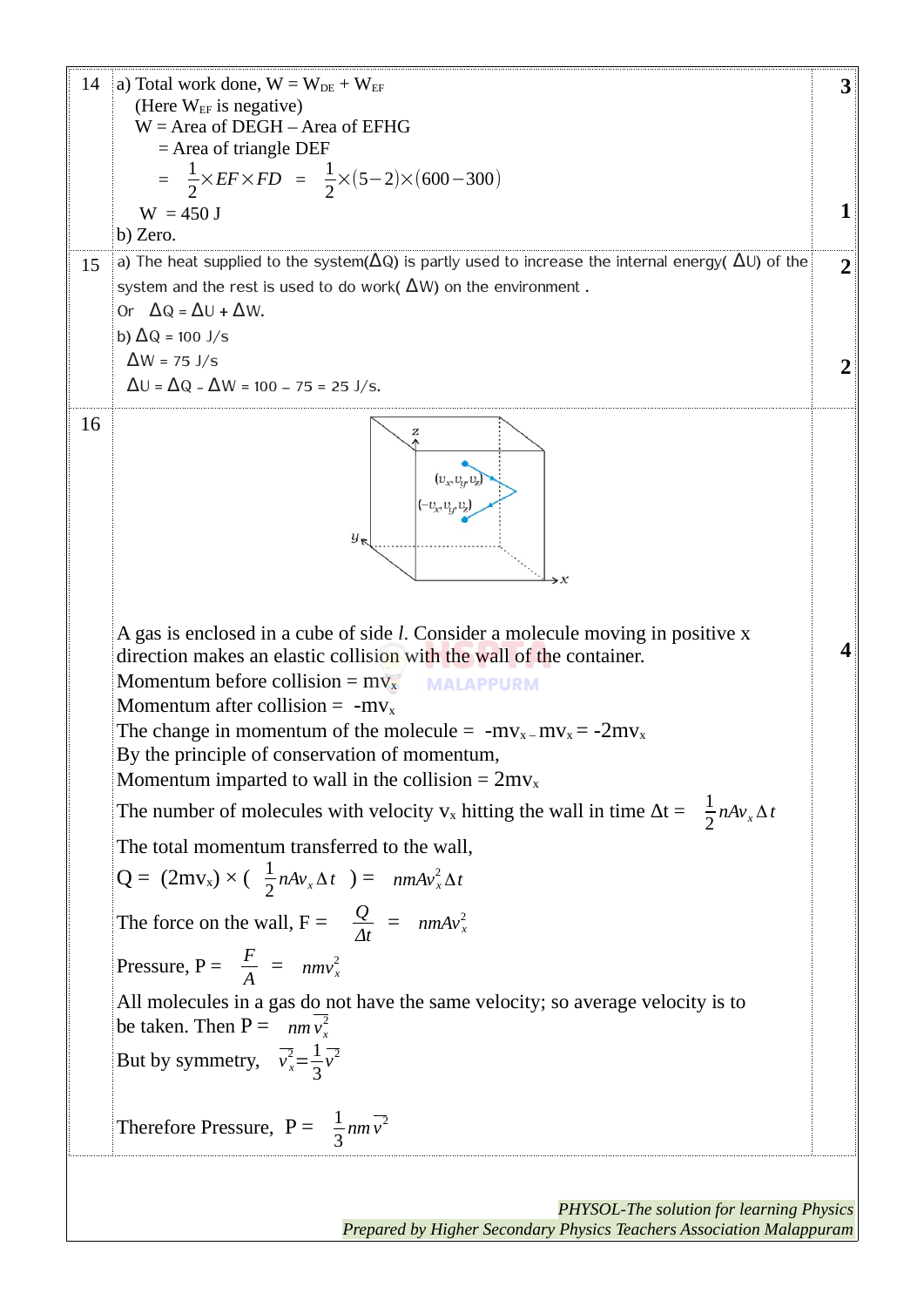| Q.No | Answer | Score |
|---|---|---|
| 14 | a) Total work done, $W = W_{DE} + W_{EF}$<br>(Here $W_{EF}$ is negative)<br>W = Area of DEGH – Area of EFHG<br>= Area of triangle DEF<br>$= \frac{1}{2} \times EF \times FD = \frac{1}{2} \times (5-2) \times (600-300)$<br>W = 450 J<br>b) Zero. | 3<br><br><br><br><br><br>1 |
| 15 | a) The heat supplied to the system($\Delta Q$) is partly used to increase the internal energy( $\Delta U$) of the system and the rest is used to do work( $\Delta W$) on the environment .<br>Or $\Delta Q = \Delta U + \Delta W$.<br>b) $\Delta Q$ = 100 J/s<br>$\Delta W$ = 75 J/s<br>$\Delta U = \Delta Q - \Delta W$ = 100 – 75 = 25 J/s. | 2<br><br><br>2 |
| 16 | A gas is enclosed in a cube of side $l$. Consider a molecule moving in positive x direction makes an elastic collision with the wall of the container.<br>Momentum before collision = $mv_x$<br>Momentum after collision = $-mv_x$<br>The change in momentum of the molecule = $-mv_x - mv_x = -2mv_x$<br>By the principle of conservation of momentum,<br>Momentum imparted to wall in the collision = $2mv_x$<br>The number of molecules with velocity $v_x$ hitting the wall in time $\Delta t$ = $\frac{1}{2} nAv_x \Delta t$<br>The total momentum transferred to the wall,<br>$Q = (2mv_x) \times (\frac{1}{2} nAv_x \Delta t) = nmAv_x^2 \Delta t$<br>The force on the wall, $F = \frac{Q}{\Delta t} = nmAv_x^2$<br>Pressure, $P = \frac{F}{A} = nmv_x^2$<br>All molecules in a gas do not have the same velocity; so average velocity is to be taken. Then $P = nm\overline{v_x^2}$<br>But by symmetry, $\overline{v_x^2} = \frac{1}{3}\overline{v^2}$<br>Therefore Pressure, $P = \frac{1}{3} nm\overline{v^2}$ | 4 |

*PHYSOL-The solution for learning Physics*
*Prepared by Higher Secondary Physics Teachers Association Malappuram*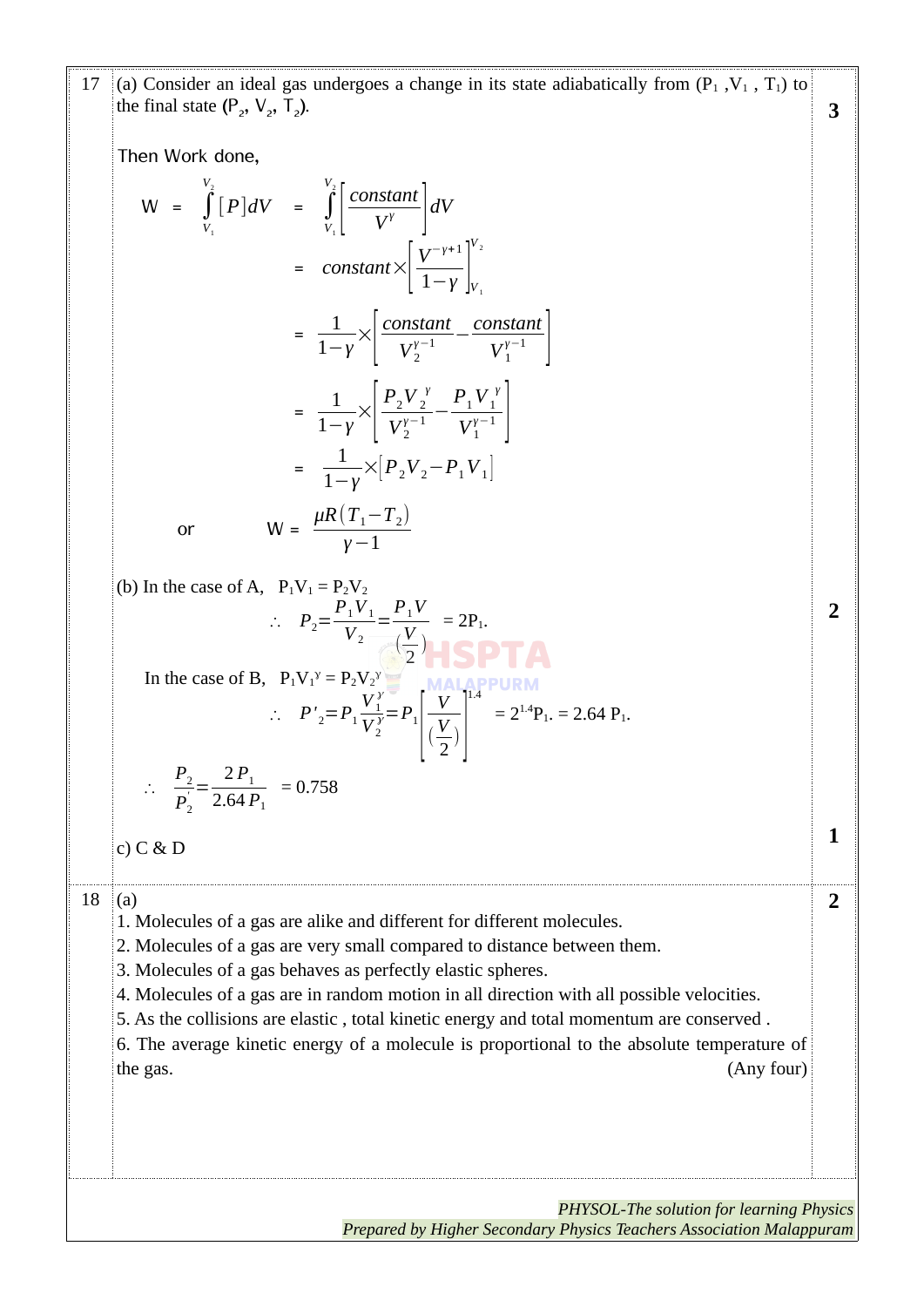**17** (a) Consider an ideal gas undergoes a change in its state adiabatically from ($P_1$, $V_1$, $T_1$) to the final state ($P_2$, $V_2$, $T_2$). **3**

Then Work done,

$$W = \int_{V_1}^{V_2} [P] dV = \int_{V_1}^{V_2} \left[\frac{constant}{V^\gamma}\right] dV$$

$$= constant \times \left[\frac{V^{-\gamma+1}}{1-\gamma}\right]_{V_1}^{V_2}$$

$$= \frac{1}{1-\gamma} \times \left[\frac{constant}{V_2^{\gamma-1}} - \frac{constant}{V_1^{\gamma-1}}\right]$$

$$= \frac{1}{1-\gamma} \times \left[\frac{P_2 V_2^{\gamma}}{V_2^{\gamma-1}} - \frac{P_1 V_1^{\gamma}}{V_1^{\gamma-1}}\right]$$

$$= \frac{1}{1-\gamma} \times [P_2 V_2 - P_1 V_1]$$

or

$$W = \frac{\mu R (T_1 - T_2)}{\gamma - 1}$$

(b) In the case of A, $P_1V_1 = P_2V_2$ **2**

$$\therefore \quad P_2 = \frac{P_1 V_1}{V_2} = \frac{P_1 V}{\left(\frac{V}{2}\right)} = 2P_1.$$

In the case of B, $P_1V_1^\gamma = P_2V_2^\gamma$

$$\therefore \quad P'_2 = P_1 \frac{V_1^\gamma}{V_2^\gamma} = P_1 \left[\frac{V}{\left(\frac{V}{2}\right)}\right]^{1.4} = 2^{1.4}P_1. = 2.64\, P_1.$$

$$\therefore \quad \frac{P_2}{P'_2} = \frac{2P_1}{2.64 P_1} = 0.758$$

c) C & D **1**

**18** (a) **2**

1. Molecules of a gas are alike and different for different molecules.
2. Molecules of a gas are very small compared to distance between them.
3. Molecules of a gas behaves as perfectly elastic spheres.
4. Molecules of a gas are in random motion in all direction with all possible velocities.
5. As the collisions are elastic , total kinetic energy and total momentum are conserved .
6. The average kinetic energy of a molecule is proportional to the absolute temperature of the gas. (Any four)

*PHYSOL-The solution for learning Physics*
*Prepared by Higher Secondary Physics Teachers Association Malappuram*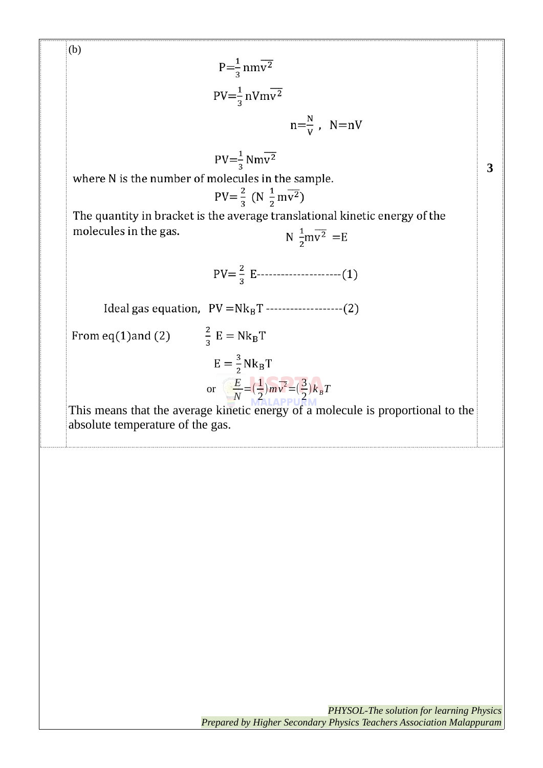(b)

$$P=\frac{1}{3}\,nm\overline{v^2}$$

$$PV=\frac{1}{3}\,nVm\overline{v^2}$$

$$n=\frac{N}{V}\,,\quad N=nV$$

$$PV=\frac{1}{3}\,Nm\overline{v^2}$$

where N is the number of molecules in the sample.

$$PV=\frac{2}{3}\,\left(N\,\frac{1}{2}\,m\overline{v^2}\right)$$

The quantity in bracket is the average translational kinetic energy of the molecules in the gas.

$$N\,\frac{1}{2}m\overline{v^2}\;=E$$

$$PV=\frac{2}{3}\,E\text{--------------------}(1)$$

Ideal gas equation, $PV=Nk_BT$ -------------------(2)

From eq(1)and (2) $\quad \frac{2}{3}\,E=Nk_BT$

$$E=\frac{3}{2}Nk_BT$$

or $\quad \frac{E}{N}=\left(\frac{1}{2}\right)m\overline{v^2}=\left(\frac{3}{2}\right)k_BT$

This means that the average kinetic energy of a molecule is proportional to the absolute temperature of the gas.

**3**

*PHYSOL-The solution for learning Physics*
*Prepared by Higher Secondary Physics Teachers Association Malappuram*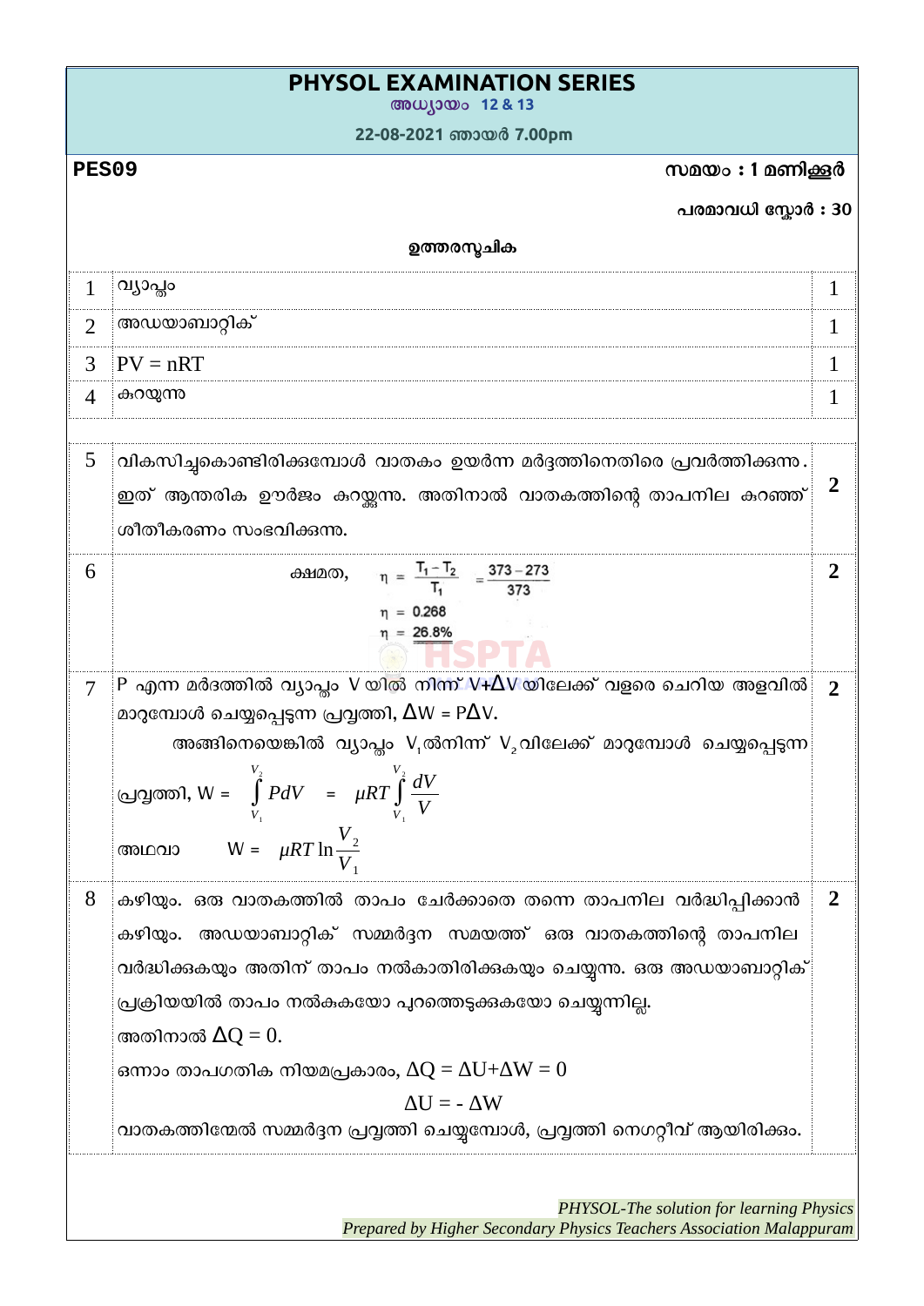# PHYSOL EXAMINATION SERIES

**അധ്യായം 12 & 13**

**22-08-2021 ഞായർ 7.00pm**

**PES09** **സമയം : 1 മണിക്കൂർ**

**പരമാവധി സ്കോർ : 30**

**ഉത്തരസൂചിക**

| | | |
|---|---|---|
| 1 | വ്യാപ്തം | 1 |
| 2 | അഡയാബാറ്റിക് | 1 |
| 3 | PV = nRT | 1 |
| 4 | കുറയുന്നു | 1 |
| 5 | വികസിച്ചുകൊണ്ടിരിക്കുമ്പോൾ വാതകം ഉയർന്ന മർദ്ദത്തിനെതിരെ പ്രവർത്തിക്കുന്നു. ഇത് ആന്തരിക ഊർജം കുറയ്ക്കുന്നു. അതിനാൽ വാതകത്തിന്റെ താപനില കുറഞ്ഞ് ശീതീകരണം സംഭവിക്കുന്നു. | 2 |
| 6 | ക്ഷമത, $\eta = \frac{T_1 - T_2}{T_1} = \frac{373 - 273}{373}$ <br> $\eta = 0.268$ <br> $\eta = 26.8\%$ | 2 |
| 7 | P എന്ന മർദത്തിൽ വ്യാപ്തം V യിൽ നിന്ന് V+$\Delta$V യിലേക്ക് വളരെ ചെറിയ അളവിൽ മാറുമ്പോൾ ചെയ്യപ്പെടുന്ന പ്രവൃത്തി, $\Delta W = P\Delta V$. <br> അങ്ങിനെയെങ്കിൽ വ്യാപ്തം $V_1$ൽനിന്ന് $V_2$വിലേക്ക് മാറുമ്പോൾ ചെയ്യപ്പെടുന്ന പ്രവൃത്തി, $W = \int_{V_1}^{V_2} PdV = \mu RT \int_{V_1}^{V_2} \frac{dV}{V}$ <br> അഥവാ $W = \mu RT \ln\frac{V_2}{V_1}$ | 2 |
| 8 | കഴിയും. ഒരു വാതകത്തിൽ താപം ചേർക്കാതെ തന്നെ താപനില വർദ്ധിപ്പിക്കാൻ കഴിയും. അഡയാബാറ്റിക് സമ്മർദ്ദന സമയത്ത് ഒരു വാതകത്തിന്റെ താപനില വർദ്ധിക്കുകയും അതിന് താപം നൽകാതിരിക്കുകയും ചെയ്യുന്നു. ഒരു അഡയാബാറ്റിക് പ്രക്രിയയിൽ താപം നൽകുകയോ പുറത്തെടുക്കുകയോ ചെയ്യുന്നില്ല. <br> അതിനാൽ $\Delta Q = 0$. <br> ഒന്നാം താപഗതിക നിയമപ്രകാരം, $\Delta Q = \Delta U + \Delta W = 0$ <br> $\Delta U = -\Delta W$ <br> വാതകത്തിന്മേൽ സമ്മർദ്ദന പ്രവൃത്തി ചെയ്യുമ്പോൾ, പ്രവൃത്തി നെഗറ്റീവ് ആയിരിക്കും. | 2 |

*PHYSOL-The solution for learning Physics*
*Prepared by Higher Secondary Physics Teachers Association Malappuram*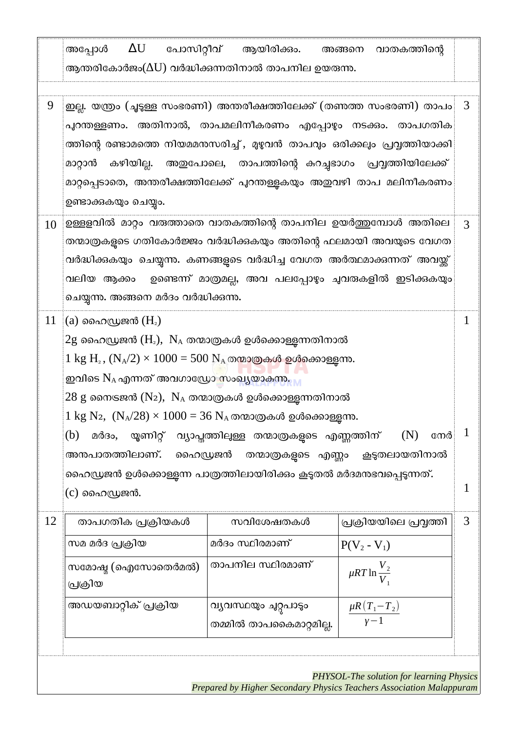| | | |
|---|---|---|
| | അപ്പോൾ $\Delta U$ പോസിറ്റീവ് ആയിരിക്കും. അങ്ങനെ വാതകത്തിന്റെ ആന്തരികോർജം($\Delta U$) വർദ്ധിക്കുന്നതിനാൽ താപനില ഉയരുന്നു. | |
| 9 | ഇല്ല. യന്ത്രം (ചൂടുള്ള സംഭരണി) അന്തരീക്ഷത്തിലേക്ക് (തണുത്ത സംഭരണി) താപം പുറന്തള്ളണം. അതിനാൽ, താപമലിനീകരണം എപ്പോഴും നടക്കും. താപഗതികത്തിന്റെ രണ്ടാമത്തെ നിയമമനുസരിച്ച്, മുഴുവൻ താപവും ഒരിക്കലും പ്രവൃത്തിയാക്കി മാറ്റാൻ കഴിയില്ല. അതുപോലെ, താപത്തിന്റെ കുറച്ചുഭാഗം പ്രവൃത്തിയിലേക്ക് മാറ്റപ്പെടാതെ, അന്തരീക്ഷത്തിലേക്ക് പുറന്തള്ളുകയും അതുവഴി താപ മലിനീകരണം ഉണ്ടാക്കുകയും ചെയ്യും. | 3 |
| 10 | ഉള്ളളവിൽ മാറ്റം വരുത്താതെ വാതകത്തിന്റെ താപനില ഉയർത്തുമ്പോൾ അതിലെ തന്മാത്രകളുടെ ഗതികോർജ്ജം വർദ്ധിക്കുകയും അതിന്റെ ഫലമായി അവയുടെ വേഗത വർദ്ധിക്കുകയും ചെയ്യുന്നു. കണങ്ങളുടെ വർദ്ധിച്ച വേഗത അർത്ഥമാക്കുന്നത് അവയ്ക്ക് വലിയ ആക്കം ഉണ്ടെന്ന് മാത്രമല്ല, അവ പലപ്പോഴും ചുവരുകളിൽ ഇടിക്കുകയും ചെയ്യുന്നു. അങ്ങനെ മർദം വർദ്ധിക്കുന്നു. | 3 |
| 11 | (a) ഹൈഡ്രജൻ ($H_2$)<br>2g ഹൈഡ്രജൻ ($H_2$), $N_A$ തന്മാത്രകൾ ഉൾക്കൊള്ളുന്നതിനാൽ<br>1 kg $H_2$ , $(N_A/2) \times 1000 = 500\ N_A$ തന്മാത്രകൾ ഉൾക്കൊള്ളുന്നു.<br>ഇവിടെ $N_A$ എന്നത് അവഗാഡ്രോ സംഖ്യയാകുന്നു.<br>28 g നൈട്രജൻ ($N_2$), $N_A$ തന്മാത്രകൾ ഉൾക്കൊള്ളുന്നതിനാൽ<br>1 kg $N_2$, $(N_A/28) \times 1000 = 36\ N_A$ തന്മാത്രകൾ ഉൾക്കൊള്ളുന്നു.<br>(b) മർദം, യൂണിറ്റ് വ്യാപ്തത്തിലുള്ള തന്മാത്രകളുടെ എണ്ണത്തിന് (N) നേർ അനുപാതത്തിലാണ്. ഹൈഡ്രജൻ തന്മാത്രകളുടെ എണ്ണം കൂടുതലായതിനാൽ ഹൈഡ്രജൻ ഉൾക്കൊള്ളുന്ന പാത്രത്തിലായിരിക്കും കൂടുതൽ മർദമനുഭവപ്പെടുന്നത്.<br>(c) ഹൈഡ്രജൻ. | 1<br><br><br><br><br><br>1<br><br><br>1 |
| 12 | (table below) | 3 |

| താപഗതിക പ്രക്രിയകൾ | സവിശേഷതകൾ | പ്രക്രിയയിലെ പ്രവൃത്തി |
|---|---|---|
| സമ മർദ പ്രക്രിയ | മർദം സ്ഥിരമാണ് | $P(V_2 - V_1)$ |
| സമോഷ്മ (ഐസോതെർമൽ) പ്രക്രിയ | താപനില സ്ഥിരമാണ് | $\mu RT \ln \frac{V_2}{V_1}$ |
| അഡയബാറ്റിക് പ്രക്രിയ | വ്യവസ്ഥയും ചുറ്റുപാടും തമ്മിൽ താപകൈമാറ്റമില്ല. | $\frac{\mu R(T_1 - T_2)}{\gamma - 1}$ |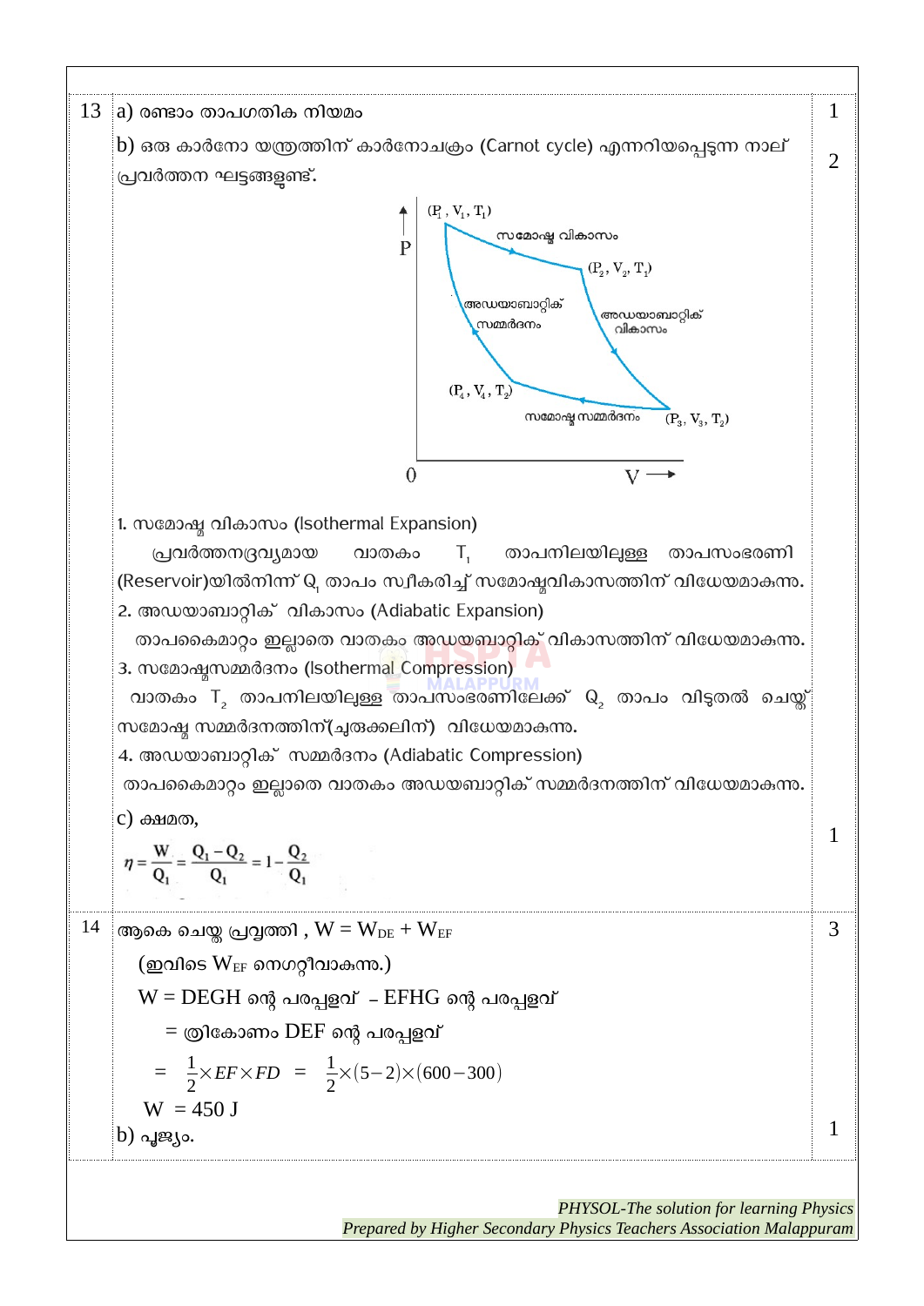| | | |
|---|---|---|
| 13 | a) രണ്ടാം താപഗതിക നിയമം | 1 |
| | b) ഒരു കാർനോ യന്ത്രത്തിന് കാർനോചക്രം (Carnot cycle) എന്നറിയപ്പെടുന്ന നാല് പ്രവർത്തന ഘട്ടങ്ങളുണ്ട്. | 2 |

$(P_1, V_1, T_1)$ സമോഷ്മ വികാസം $(P_2, V_2, T_1)$

അഡയാബാറ്റിക് സമ്മർദനം — അഡയാബാറ്റിക് വികാസം

$(P_4, V_4, T_2)$ സമോഷ്മ സമ്മർദനം $(P_3, V_3, T_2)$

P, V, 0

1. സമോഷ്മ വികാസം (Isothermal Expansion)

പ്രവർത്തനദ്രവ്യമായ വാതകം $T_1$ താപനിലയിലുള്ള താപസംഭരണി (Reservoir)യിൽനിന്ന് $Q_1$ താപം സ്വീകരിച്ച് സമോഷ്മവികാസത്തിന് വിധേയമാകുന്നു.

2. അഡയാബാറ്റിക് വികാസം (Adiabatic Expansion)

താപകൈമാറ്റം ഇല്ലാതെ വാതകം അഡയബാറ്റിക് വികാസത്തിന് വിധേയമാകുന്നു.

3. സമോഷ്മസമ്മർദനം (Isothermal Compression)

വാതകം $T_2$ താപനിലയിലുള്ള താപസംഭരണിയിലേക്ക് $Q_2$ താപം വിട്ടുതൽ ചെയ്ത് സമോഷ്മ സമ്മർദനത്തിന്(ചുരുക്കലിന്) വിധേയമാകുന്നു.

4. അഡയാബാറ്റിക് സമ്മർദനം (Adiabatic Compression)

താപകൈമാറ്റം ഇല്ലാതെ വാതകം അഡയബാറ്റിക് സമ്മർദനത്തിന് വിധേയമാകുന്നു.

c) ക്ഷമത, (1)

$$\eta = \frac{W}{Q_1} = \frac{Q_1 - Q_2}{Q_1} = 1 - \frac{Q_2}{Q_1}$$

**14** (3)

ആകെ ചെയ്ത പ്രവൃത്തി , $W = W_{DE} + W_{EF}$

(ഇവിടെ $W_{EF}$ നെഗറ്റീവാകുന്നു.)

W = DEGH ന്റെ പരപ്പളവ് – EFHG ന്റെ പരപ്പളവ്

= ത്രികോണം DEF ന്റെ പരപ്പളവ്

$$= \frac{1}{2} \times EF \times FD = \frac{1}{2} \times (5-2) \times (600-300)$$

W = 450 J

b) പൂജ്യം. (1)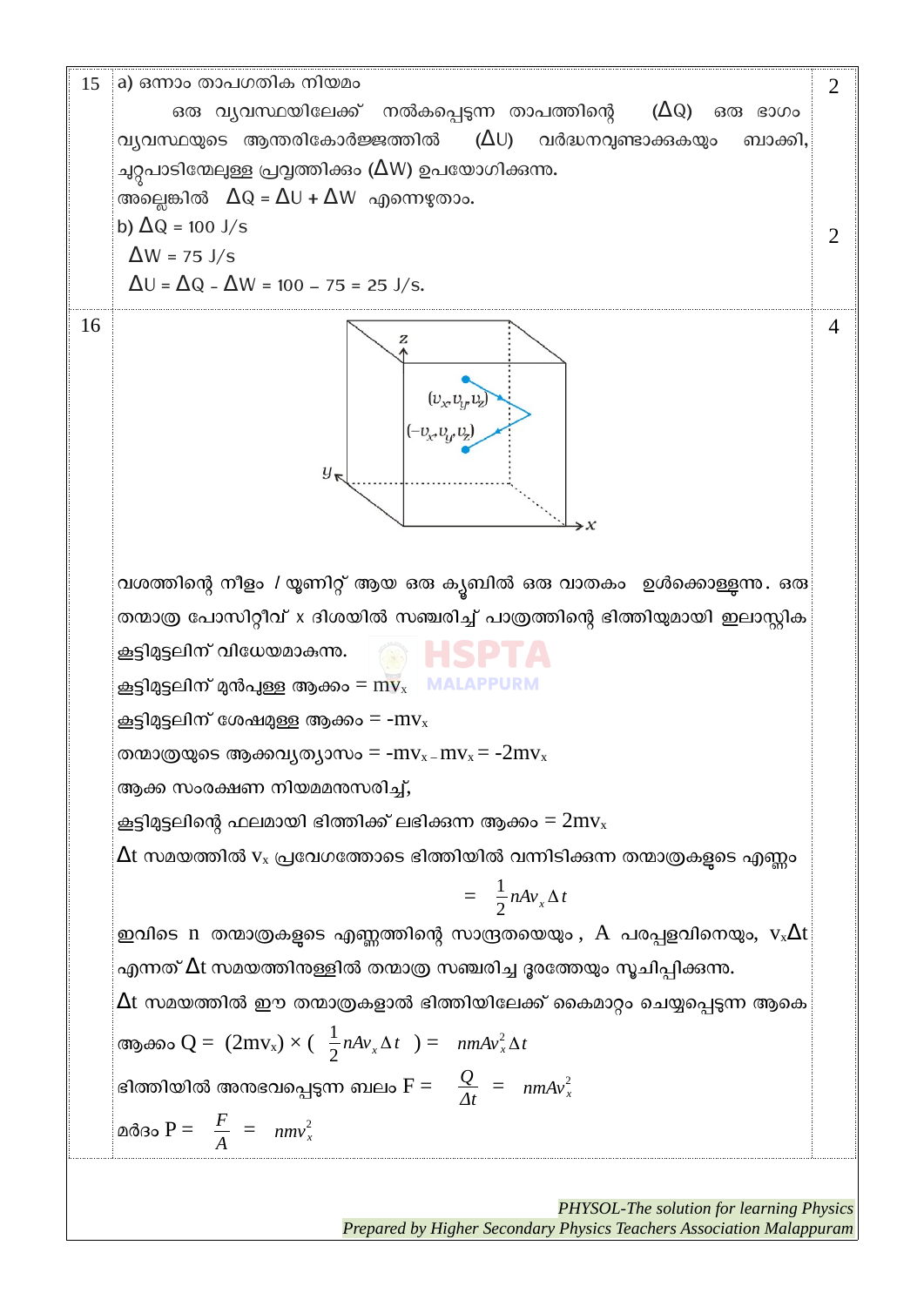| | | |
|---|---|---|
| 15 | a) ഒന്നാം താപഗതിക നിയമം<br>ഒരു വ്യവസ്ഥയിലേക്ക് നൽകപ്പെടുന്ന താപത്തിന്റെ ($\Delta Q$) ഒരു ഭാഗം വ്യവസ്ഥയുടെ ആന്തരികോർജ്ജത്തിൽ ($\Delta U$) വർദ്ധനവുണ്ടാക്കുകയും ബാക്കി, ചുറ്റുപാടിന്മേലുള്ള പ്രവൃത്തിക്കും ($\Delta W$) ഉപയോഗിക്കുന്നു.<br>അല്ലെങ്കിൽ $\Delta Q = \Delta U + \Delta W$ എന്നെഴുതാം.<br>b) $\Delta Q = 100$ J/s<br>$\Delta W = 75$ J/s<br>$\Delta U = \Delta Q - \Delta W = 100 - 75 = 25$ J/s. | 2<br><br><br><br>2 |
| 16 | വശത്തിന്റെ നീളം *l* യൂണിറ്റ് ആയ ഒരു ക്യൂബിൽ ഒരു വാതകം ഉൾക്കൊള്ളുന്നു. ഒരു തന്മാത്ര പോസിറ്റീവ് x ദിശയിൽ സഞ്ചരിച്ച് പാത്രത്തിന്റെ ഭിത്തിയുമായി ഇലാസ്റ്റിക കൂട്ടിമുട്ടലിന് വിധേയമാകുന്നു.<br>കൂട്ടിമുട്ടലിന് മുൻപുള്ള ആക്കം = $mv_x$<br>കൂട്ടിമുട്ടലിന് ശേഷമുള്ള ആക്കം = $-mv_x$<br>തന്മാത്രയുടെ ആക്കവ്യത്യാസം = $-mv_x - mv_x = -2mv_x$<br>ആക്ക സംരക്ഷണ നിയമമനുസരിച്ച്,<br>കൂട്ടിമുട്ടലിന്റെ ഫലമായി ഭിത്തിക്ക് ലഭിക്കുന്ന ആക്കം = $2mv_x$<br>$\Delta t$ സമയത്തിൽ $v_x$ പ്രവേഗത്തോടെ ഭിത്തിയിൽ വന്നിടിക്കുന്ന തന്മാത്രകളുടെ എണ്ണം $= \frac{1}{2} nAv_x \Delta t$<br>ഇവിടെ n തന്മാത്രകളുടെ എണ്ണത്തിന്റെ സാന്ദ്രതയെയും, A പരപ്പളവിനെയും, $v_x\Delta t$ എന്നത് $\Delta t$ സമയത്തിനുള്ളിൽ തന്മാത്ര സഞ്ചരിച്ച ദൂരത്തേയും സൂചിപ്പിക്കുന്നു.<br>$\Delta t$ സമയത്തിൽ ഈ തന്മാത്രകളാൽ ഭിത്തിയിലേക്ക് കൈമാറ്റം ചെയ്യപ്പെടുന്ന ആകെ ആക്കം $Q = (2mv_x) \times (\frac{1}{2} nAv_x \Delta t) = nmAv_x^2 \Delta t$<br>ഭിത്തിയിൽ അനുഭവപ്പെടുന്ന ബലം $F = \frac{Q}{\Delta t} = nmAv_x^2$<br>മർദ്ദം $P = \frac{F}{A} = nmv_x^2$ | 4 |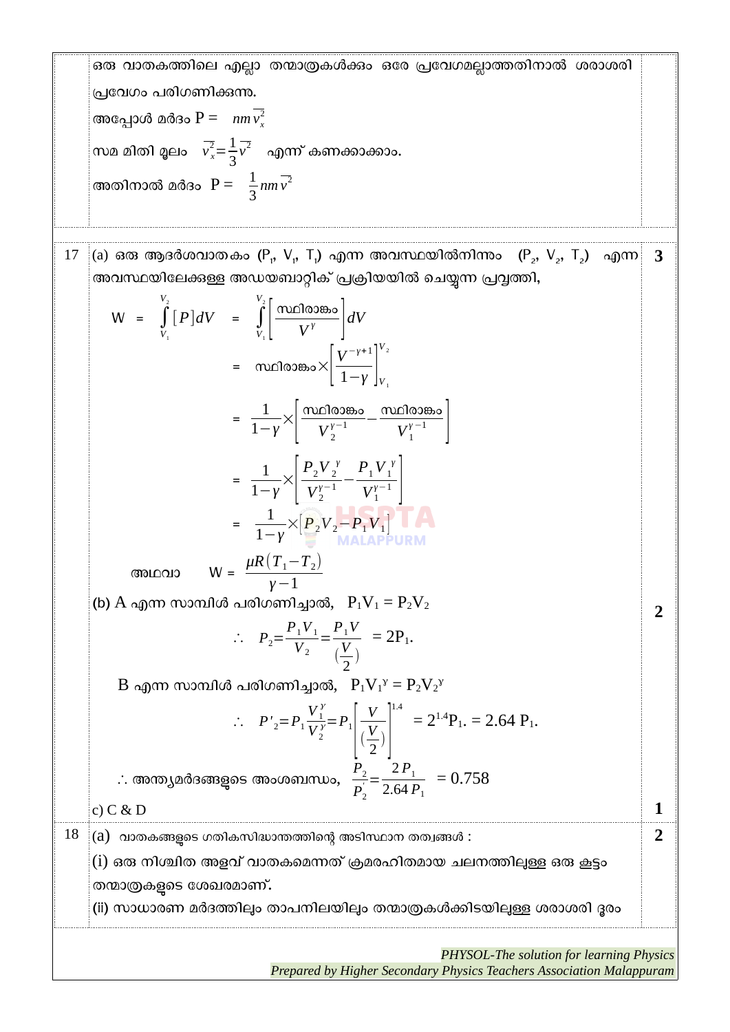ഒരു വാതകത്തിലെ എല്ലാ തന്മാത്രകൾക്കും ഒരേ പ്രവേഗമല്ലാത്തതിനാൽ ശരാശരി പ്രവേഗം പരിഗണിക്കുന്നു.

അപ്പോൾ മർദ്ദം P = $nm\overline{v_x^2}$

സമ മിതി മൂലം $\overline{v_x^2} = \frac{1}{3}\overline{v^2}$ എന്ന് കണക്കാക്കാം.

അതിനാൽ മർദ്ദം P = $\frac{1}{3}nm\overline{v^2}$

---

**17** (a) ഒരു ആദർശവാതകം ($P_1$, $V_1$, $T_1$) എന്ന അവസ്ഥയിൽനിന്നും ($P_2$, $V_2$, $T_2$) എന്ന അവസ്ഥയിലേക്കുള്ള അഡയബാറ്റിക് പ്രക്രിയയിൽ ചെയ്യുന്ന പ്രവൃത്തി, **3**

$$W = \int_{V_1}^{V_2} [P]dV = \int_{V_1}^{V_2} \left[\frac{\text{സ്ഥിരാങ്കം}}{V^\gamma}\right] dV$$

$$= \text{സ്ഥിരാങ്കം} \times \left[\frac{V^{-\gamma+1}}{1-\gamma}\right]_{V_1}^{V_2}$$

$$= \frac{1}{1-\gamma} \times \left[\frac{\text{സ്ഥിരാങ്കം}}{V_2^{\gamma-1}} - \frac{\text{സ്ഥിരാങ്കം}}{V_1^{\gamma-1}}\right]$$

$$= \frac{1}{1-\gamma} \times \left[\frac{P_2 V_2^{\gamma}}{V_2^{\gamma-1}} - \frac{P_1 V_1^{\gamma}}{V_1^{\gamma-1}}\right]$$

$$= \frac{1}{1-\gamma} \times [P_2 V_2 - P_1 V_1]$$

അഥവാ $W = \frac{\mu R(T_1 - T_2)}{\gamma - 1}$

(b) A എന്ന സാമ്പിൾ പരിഗണിച്ചാൽ, $P_1V_1 = P_2V_2$ **2**

$$\therefore \quad P_2 = \frac{P_1 V_1}{V_2} = \frac{P_1 V}{\left(\frac{V}{2}\right)} = 2P_1.$$

B എന്ന സാമ്പിൾ പരിഗണിച്ചാൽ, $P_1V_1^{\gamma} = P_2V_2^{\gamma}$

$$\therefore \quad P'_2 = P_1 \frac{V_1^{\gamma}}{V_2^{\gamma}} = P_1 \left[\frac{V}{\left(\frac{V}{2}\right)}\right]^{1.4} = 2^{1.4}P_1. = 2.64\ P_1.$$

∴ അന്ത്യമർദ്ദങ്ങളുടെ അംശബന്ധം, $\frac{P_2}{P'_2} = \frac{2P_1}{2.64P_1} = 0.758$

c) C & D **1**

---

**18** (a) വാതകങ്ങളുടെ ഗതികസിദ്ധാന്തത്തിന്റെ അടിസ്ഥാന തത്വങ്ങൾ : **2**

(i) ഒരു നിശ്ചിത അളവ് വാതകമെന്നത് ക്രമരഹിതമായ ചലനത്തിലുള്ള ഒരു കൂട്ടം തന്മാത്രകളുടെ ശേഖരമാണ്.

(ii) സാധാരണ മർദ്ദത്തിലും താപനിലയിലും തന്മാത്രകൾക്കിടയിലുള്ള ശരാശരി ദൂരം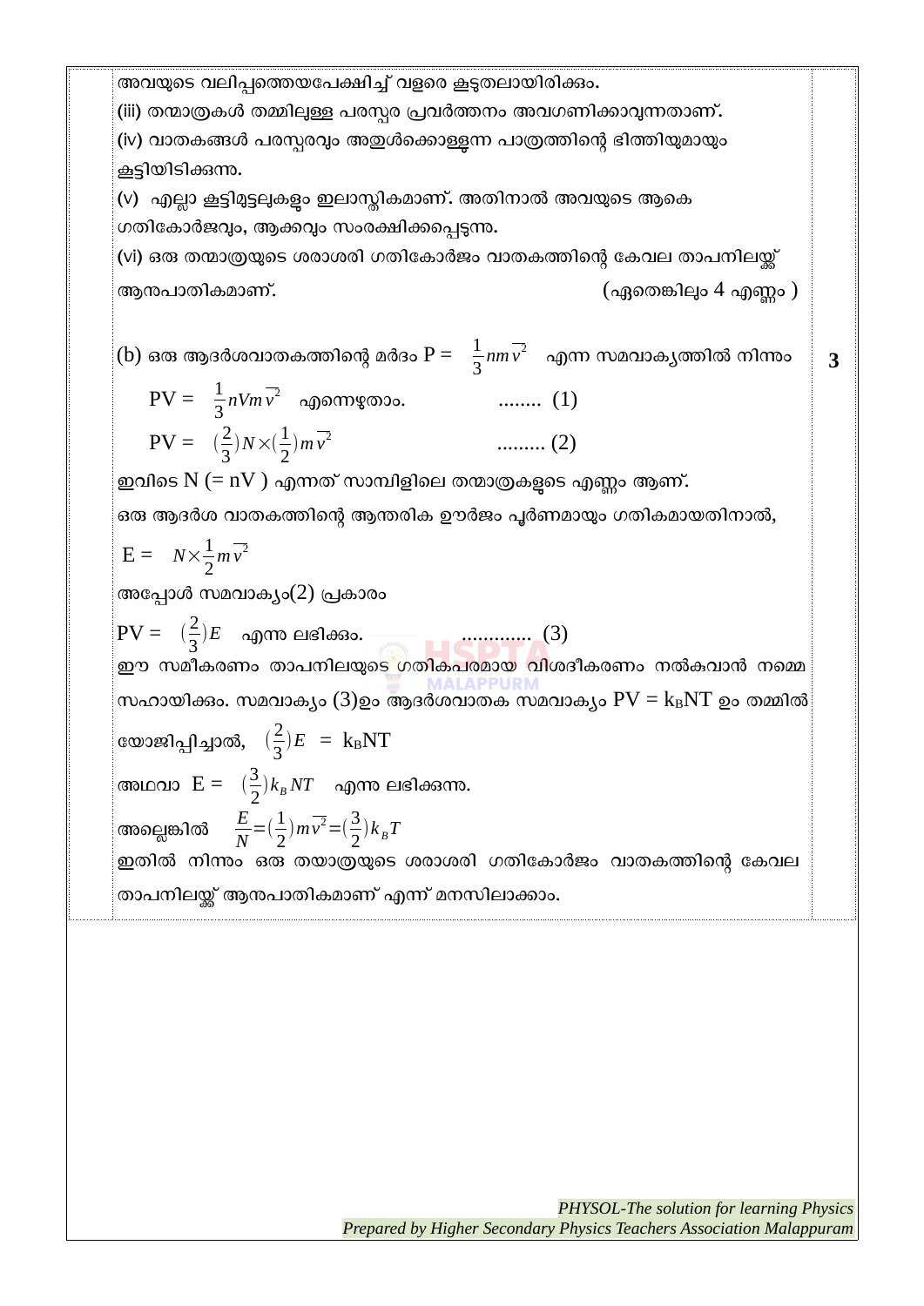അവയുടെ വലിപ്പത്തെയപേക്ഷിച്ച് വളരെ കൂടുതലായിരിക്കും.

(iii) തന്മാത്രകൾ തമ്മിലുള്ള പരസ്പര പ്രവർത്തനം അവഗണിക്കാവുന്നതാണ്.

(iv) വാതകങ്ങൾ പരസ്പരവും അതുൾക്കൊള്ളുന്ന പാത്രത്തിന്റെ ഭിത്തിയുമായും കൂട്ടിയിടിക്കുന്നു.

(v) എല്ലാ കൂട്ടിമുട്ടലുകളും ഇലാസ്തികമാണ്. അതിനാൽ അവയുടെ ആകെ ഗതികോർജവും, ആക്കവും സംരക്ഷിക്കപ്പെടുന്നു.

(vi) ഒരു തന്മാത്രയുടെ ശരാശരി ഗതികോർജം വാതകത്തിന്റെ കേവല താപനിലയ്ക്ക് ആനുപാതികമാണ്. (ഏതെങ്കിലും 4 എണ്ണം )

(b) ഒരു ആദർശവാതകത്തിന്റെ മർദം $P = \frac{1}{3}nm\overline{v^2}$ എന്ന സമവാക്യത്തിൽ നിന്നും **3**

$PV = \frac{1}{3}nVm\overline{v^2}$ എന്നെഴുതാം. ........ (1)

$PV = (\frac{2}{3})N\times(\frac{1}{2})m\overline{v^2}$ ......... (2)

ഇവിടെ $N (= nV)$ എന്നത് സാമ്പിളിലെ തന്മാത്രകളുടെ എണ്ണം ആണ്.

ഒരു ആദർശ വാതകത്തിന്റെ ആന്തരിക ഊർജം പൂർണമായും ഗതികമായതിനാൽ,

$E = N\times\frac{1}{2}m\overline{v^2}$

അപ്പോൾ സമവാക്യം(2) പ്രകാരം

$PV = (\frac{2}{3})E$ എന്നു ലഭിക്കും. ............ (3)

ഈ സമീകരണം താപനിലയുടെ ഗതികപരമായ വിശദീകരണം നൽകുവാൻ നമ്മെ സഹായിക്കും. സമവാക്യം (3)ഉം ആദർശവാതക സമവാക്യം $PV = k_BNT$ ഉം തമ്മിൽ യോജിപ്പിച്ചാൽ, $(\frac{2}{3})E = k_BNT$

അഥവാ $E = (\frac{3}{2})k_BNT$ എന്നു ലഭിക്കുന്നു.

അല്ലെങ്കിൽ $\frac{E}{N}=(\frac{1}{2})m\overline{v^2}=(\frac{3}{2})k_BT$

ഇതിൽ നിന്നും ഒരു തന്മാത്രയുടെ ശരാശരി ഗതികോർജം വാതകത്തിന്റെ കേവല താപനിലയ്ക്ക് ആനുപാതികമാണ് എന്ന് മനസിലാക്കാം.